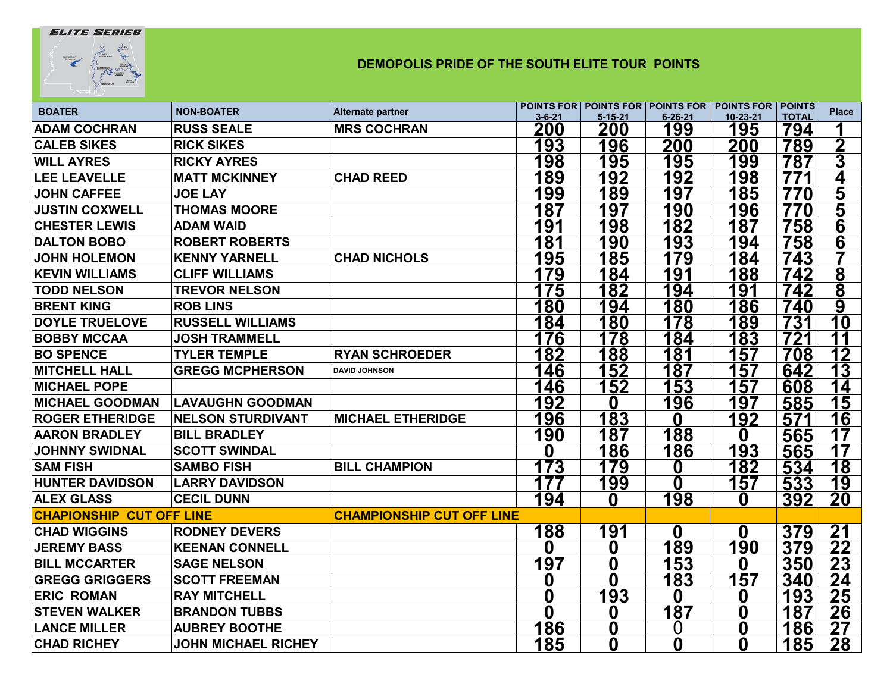## DEMOPOLIS PRIDE OF THE SOUTH ELITE TOUR POINTS

| BOATER | NON-BOATER | Alternate partner | POINTS FOR 3-6-21 | POINTS FOR 5-15-21 | POINTS FOR 6-26-21 | POINTS FOR 10-23-21 | POINTS TOTAL | Place |
|---|---|---|---|---|---|---|---|---|
| ADAM COCHRAN | RUSS SEALE | MRS COCHRAN | 200 | 200 | 199 | 195 | 794 | 1 |
| CALEB SIKES | RICK SIKES | | 193 | 196 | 200 | 200 | 789 | 2 |
| WILL AYRES | RICKY AYRES | | 198 | 195 | 195 | 199 | 787 | 3 |
| LEE LEAVELLE | MATT MCKINNEY | CHAD REED | 189 | 192 | 192 | 198 | 771 | 4 |
| JOHN CAFFEE | JOE LAY | | 199 | 189 | 197 | 185 | 770 | 5 |
| JUSTIN COXWELL | THOMAS MOORE | | 187 | 197 | 190 | 196 | 770 | 5 |
| CHESTER LEWIS | ADAM WAID | | 191 | 198 | 182 | 187 | 758 | 6 |
| DALTON BOBO | ROBERT ROBERTS | | 181 | 190 | 193 | 194 | 758 | 6 |
| JOHN HOLEMON | KENNY YARNELL | CHAD NICHOLS | 195 | 185 | 179 | 184 | 743 | 7 |
| KEVIN WILLIAMS | CLIFF WILLIAMS | | 179 | 184 | 191 | 188 | 742 | 8 |
| TODD NELSON | TREVOR NELSON | | 175 | 182 | 194 | 191 | 742 | 8 |
| BRENT KING | ROB LINS | | 180 | 194 | 180 | 186 | 740 | 9 |
| DOYLE TRUELOVE | RUSSELL WILLIAMS | | 184 | 180 | 178 | 189 | 731 | 10 |
| BOBBY MCCAA | JOSH TRAMMELL | | 176 | 178 | 184 | 183 | 721 | 11 |
| BO SPENCE | TYLER TEMPLE | RYAN SCHROEDER | 182 | 188 | 181 | 157 | 708 | 12 |
| MITCHELL HALL | GREGG MCPHERSON | DAVID JOHNSON | 146 | 152 | 187 | 157 | 642 | 13 |
| MICHAEL POPE | | | 146 | 152 | 153 | 157 | 608 | 14 |
| MICHAEL GOODMAN | LAVAUGHN GOODMAN | | 192 | 0 | 196 | 197 | 585 | 15 |
| ROGER ETHERIDGE | NELSON STURDIVANT | MICHAEL ETHERIDGE | 196 | 183 | 0 | 192 | 571 | 16 |
| AARON BRADLEY | BILL BRADLEY | | 190 | 187 | 188 | 0 | 565 | 17 |
| JOHNNY SWIDNAL | SCOTT SWINDAL | | 0 | 186 | 186 | 193 | 565 | 17 |
| SAM FISH | SAMBO FISH | BILL CHAMPION | 173 | 179 | 0 | 182 | 534 | 18 |
| HUNTER DAVIDSON | LARRY DAVIDSON | | 177 | 199 | 0 | 157 | 533 | 19 |
| ALEX GLASS | CECIL DUNN | | 194 | 0 | 198 | 0 | 392 | 20 |
| CHAPIONSHIP CUT OFF LINE | | CHAMPIONSHIP CUT OFF LINE | | | | | | |
| CHAD WIGGINS | RODNEY DEVERS | | 188 | 191 | 0 | 0 | 379 | 21 |
| JEREMY BASS | KEENAN CONNELL | | 0 | 0 | 189 | 190 | 379 | 22 |
| BILL MCCARTER | SAGE NELSON | | 197 | 0 | 153 | 0 | 350 | 23 |
| GREGG GRIGGERS | SCOTT FREEMAN | | 0 | 0 | 183 | 157 | 340 | 24 |
| ERIC ROMAN | RAY MITCHELL | | 0 | 193 | 0 | 0 | 193 | 25 |
| STEVEN WALKER | BRANDON TUBBS | | 0 | 0 | 187 | 0 | 187 | 26 |
| LANCE MILLER | AUBREY BOOTHE | | 186 | 0 | 0 | 0 | 186 | 27 |
| CHAD RICHEY | JOHN MICHAEL RICHEY | | 185 | 0 | 0 | 0 | 185 | 28 |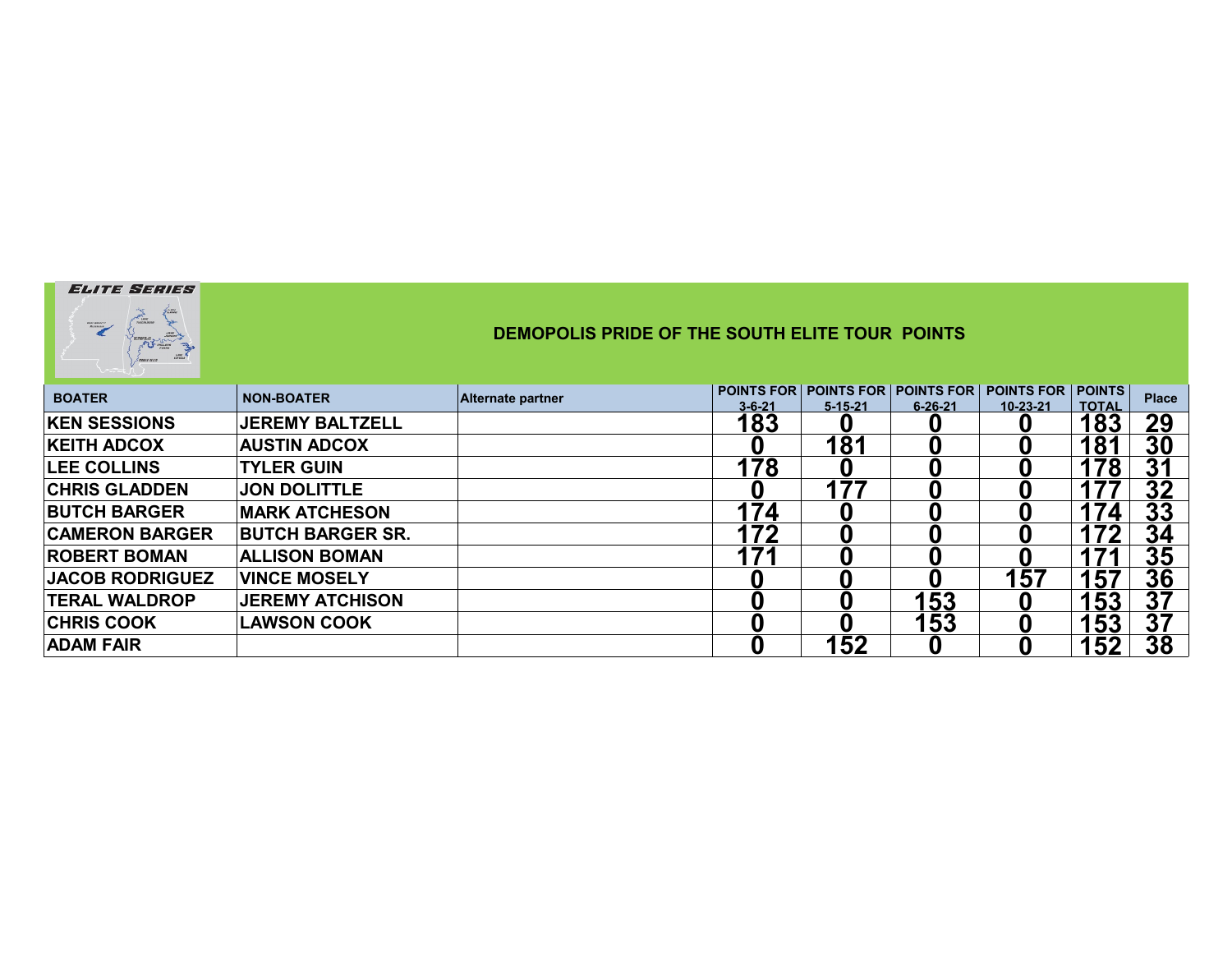## DEMOPOLIS PRIDE OF THE SOUTH ELITE TOUR POINTS

| BOATER | NON-BOATER | Alternate partner | POINTS FOR 3-6-21 | POINTS FOR 5-15-21 | POINTS FOR 6-26-21 | POINTS FOR 10-23-21 | POINTS TOTAL | Place |
|---|---|---|---|---|---|---|---|---|
| KEN SESSIONS | JEREMY BALTZELL | | 183 | 0 | 0 | 0 | 183 | 29 |
| KEITH ADCOX | AUSTIN ADCOX | | 0 | 181 | 0 | 0 | 181 | 30 |
| LEE COLLINS | TYLER GUIN | | 178 | 0 | 0 | 0 | 178 | 31 |
| CHRIS GLADDEN | JON DOLITTLE | | 0 | 177 | 0 | 0 | 177 | 32 |
| BUTCH BARGER | MARK ATCHESON | | 174 | 0 | 0 | 0 | 174 | 33 |
| CAMERON BARGER | BUTCH BARGER SR. | | 172 | 0 | 0 | 0 | 172 | 34 |
| ROBERT BOMAN | ALLISON BOMAN | | 171 | 0 | 0 | 0 | 171 | 35 |
| JACOB RODRIGUEZ | VINCE MOSELY | | 0 | 0 | 0 | 157 | 157 | 36 |
| TERAL WALDROP | JEREMY ATCHISON | | 0 | 0 | 153 | 0 | 153 | 37 |
| CHRIS COOK | LAWSON COOK | | 0 | 0 | 153 | 0 | 153 | 37 |
| ADAM FAIR | | | 0 | 152 | 0 | 0 | 152 | 38 |